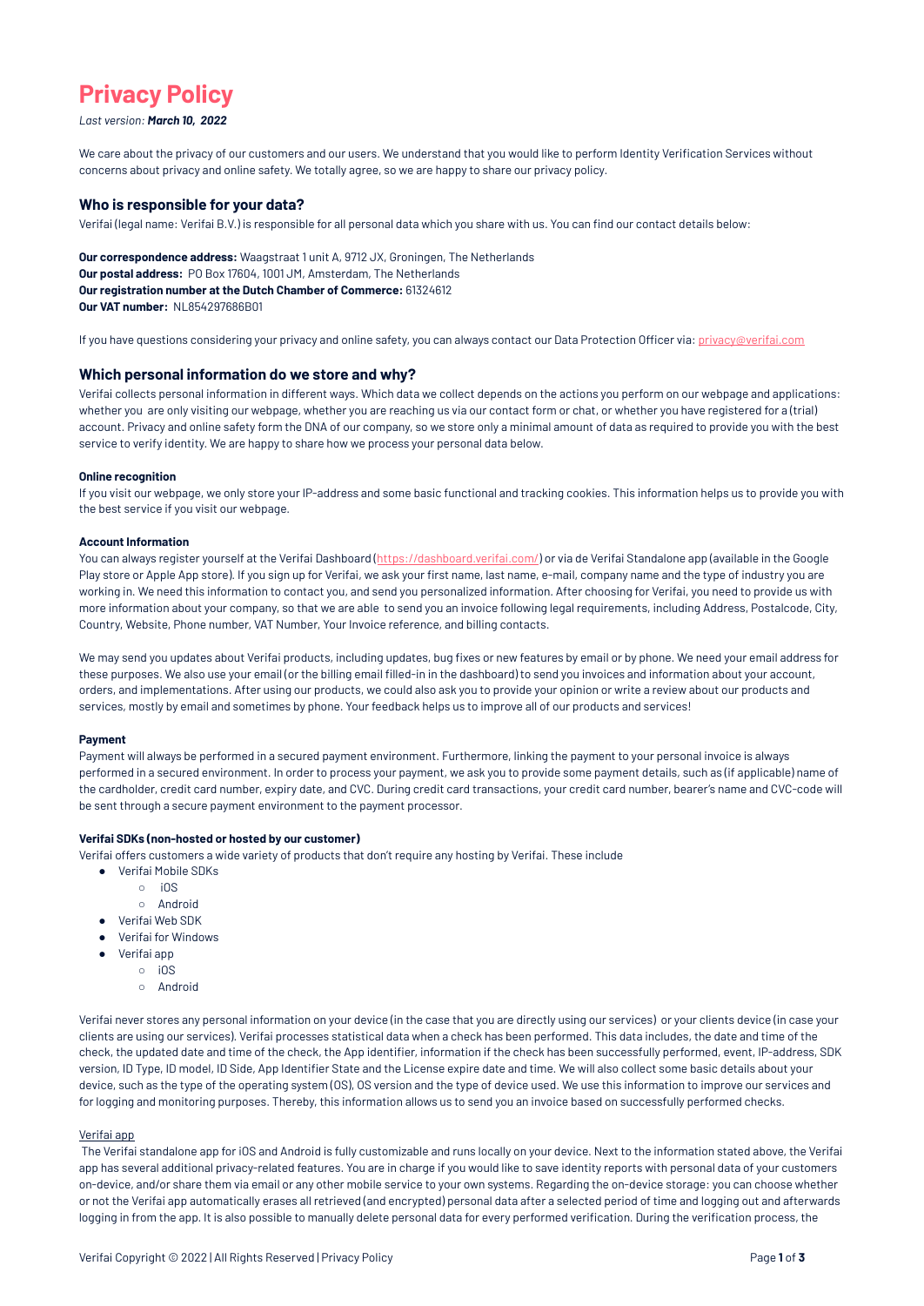# Privacy Policy

*Last version: **March 10, 2022***

We care about the privacy of our customers and our users. We understand that you would like to perform Identity Verification Services without concerns about privacy and online safety. We totally agree, so we are happy to share our privacy policy.

## Who is responsible for your data?

Verifai (legal name: Verifai B.V.) is responsible for all personal data which you share with us. You can find our contact details below:

**Our correspondence address:** Waagstraat 1 unit A, 9712 JX, Groningen, The Netherlands
**Our postal address:** PO Box 17604, 1001 JM, Amsterdam, The Netherlands
**Our registration number at the Dutch Chamber of Commerce:** 61324612
**Our VAT number:** NL854297686B01

If you have questions considering your privacy and online safety, you can always contact our Data Protection Officer via: privacy@verifai.com

## Which personal information do we store and why?

Verifai collects personal information in different ways. Which data we collect depends on the actions you perform on our webpage and applications: whether you are only visiting our webpage, whether you are reaching us via our contact form or chat, or whether you have registered for a (trial) account. Privacy and online safety form the DNA of our company, so we store only a minimal amount of data as required to provide you with the best service to verify identity. We are happy to share how we process your personal data below.

#### Online recognition

If you visit our webpage, we only store your IP-address and some basic functional and tracking cookies. This information helps us to provide you with the best service if you visit our webpage.

#### Account Information

You can always register yourself at the Verifai Dashboard (https://dashboard.verifai.com/) or via de Verifai Standalone app (available in the Google Play store or Apple App store). If you sign up for Verifai, we ask your first name, last name, e-mail, company name and the type of industry you are working in. We need this information to contact you, and send you personalized information. After choosing for Verifai, you need to provide us with more information about your company, so that we are able to send you an invoice following legal requirements, including Address, Postalcode, City, Country, Website, Phone number, VAT Number, Your Invoice reference, and billing contacts.

We may send you updates about Verifai products, including updates, bug fixes or new features by email or by phone. We need your email address for these purposes. We also use your email (or the billing email filled-in in the dashboard) to send you invoices and information about your account, orders, and implementations. After using our products, we could also ask you to provide your opinion or write a review about our products and services, mostly by email and sometimes by phone. Your feedback helps us to improve all of our products and services!

#### Payment

Payment will always be performed in a secured payment environment. Furthermore, linking the payment to your personal invoice is always performed in a secured environment. In order to process your payment, we ask you to provide some payment details, such as (if applicable) name of the cardholder, credit card number, expiry date, and CVC. During credit card transactions, your credit card number, bearer's name and CVC-code will be sent through a secure payment environment to the payment processor.

#### Verifai SDKs (non-hosted or hosted by our customer)

Verifai offers customers a wide variety of products that don't require any hosting by Verifai. These include

- Verifai Mobile SDKs
  - iOS
  - Android
- Verifai Web SDK
- Verifai for Windows
- Verifai app
  - iOS
  - Android

Verifai never stores any personal information on your device (in the case that you are directly using our services) or your clients device (in case your clients are using our services). Verifai processes statistical data when a check has been performed. This data includes, the date and time of the check, the updated date and time of the check, the App identifier, information if the check has been successfully performed, event, IP-address, SDK version, ID Type, ID model, ID Side, App Identifier State and the License expire date and time. We will also collect some basic details about your device, such as the type of the operating system (OS), OS version and the type of device used. We use this information to improve our services and for logging and monitoring purposes. Thereby, this information allows us to send you an invoice based on successfully performed checks.

Verifai app

The Verifai standalone app for iOS and Android is fully customizable and runs locally on your device. Next to the information stated above, the Verifai app has several additional privacy-related features. You are in charge if you would like to save identity reports with personal data of your customers on-device, and/or share them via email or any other mobile service to your own systems. Regarding the on-device storage: you can choose whether or not the Verifai app automatically erases all retrieved (and encrypted) personal data after a selected period of time and logging out and afterwards logging in from the app. It is also possible to manually delete personal data for every performed verification. During the verification process, the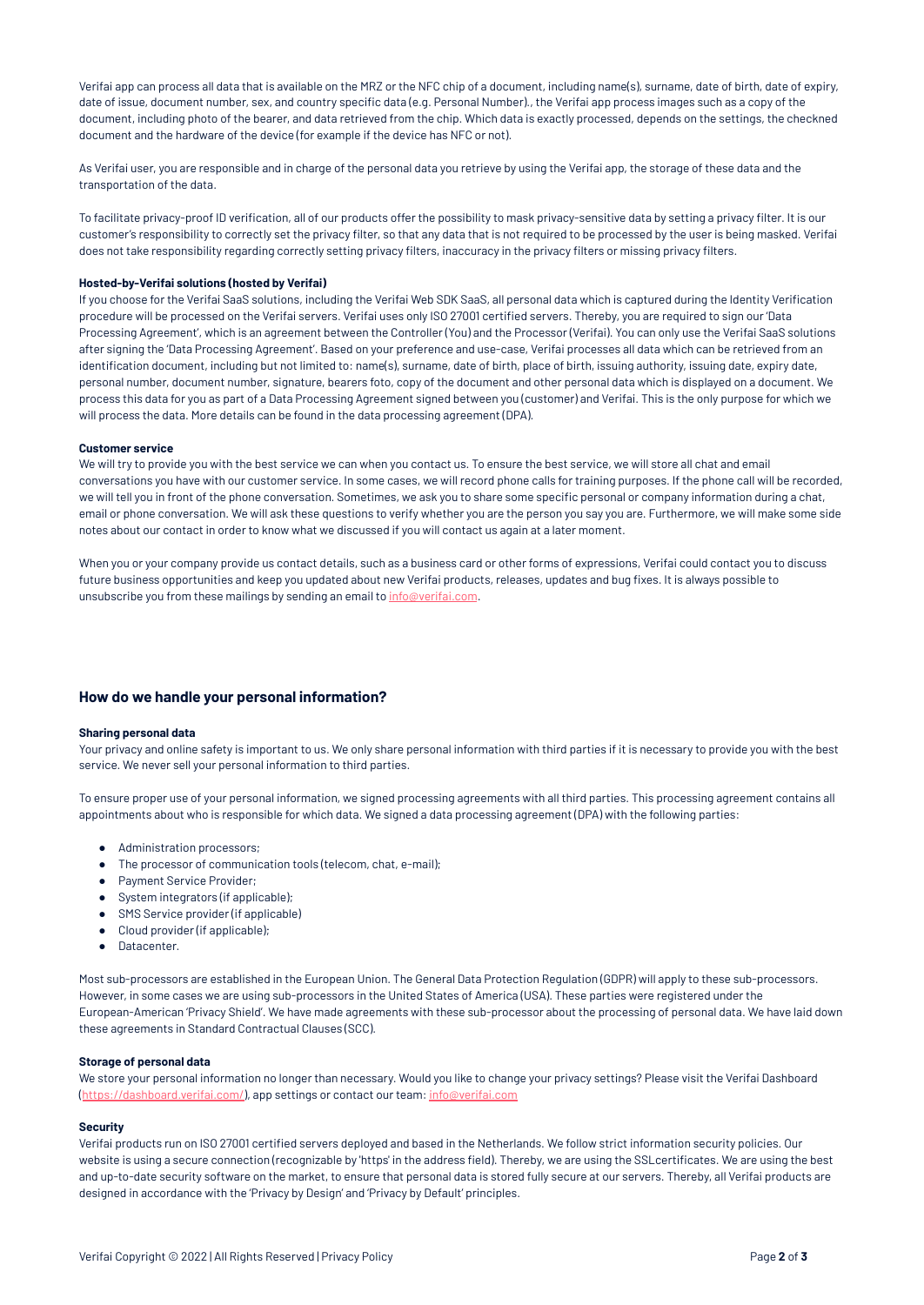Verifai app can process all data that is available on the MRZ or the NFC chip of a document, including name(s), surname, date of birth, date of expiry, date of issue, document number, sex, and country specific data (e.g. Personal Number)., the Verifai app process images such as a copy of the document, including photo of the bearer, and data retrieved from the chip. Which data is exactly processed, depends on the settings, the checkned document and the hardware of the device (for example if the device has NFC or not).

As Verifai user, you are responsible and in charge of the personal data you retrieve by using the Verifai app, the storage of these data and the transportation of the data.

To facilitate privacy-proof ID verification, all of our products offer the possibility to mask privacy-sensitive data by setting a privacy filter. It is our customer's responsibility to correctly set the privacy filter, so that any data that is not required to be processed by the user is being masked. Verifai does not take responsibility regarding correctly setting privacy filters, inaccuracy in the privacy filters or missing privacy filters.

**Hosted-by-Verifai solutions (hosted by Verifai)**

If you choose for the Verifai SaaS solutions, including the Verifai Web SDK SaaS, all personal data which is captured during the Identity Verification procedure will be processed on the Verifai servers. Verifai uses only ISO 27001 certified servers. Thereby, you are required to sign our 'Data Processing Agreement', which is an agreement between the Controller (You) and the Processor (Verifai). You can only use the Verifai SaaS solutions after signing the 'Data Processing Agreement'. Based on your preference and use-case, Verifai processes all data which can be retrieved from an identification document, including but not limited to: name(s), surname, date of birth, place of birth, issuing authority, issuing date, expiry date, personal number, document number, signature, bearers foto, copy of the document and other personal data which is displayed on a document. We process this data for you as part of a Data Processing Agreement signed between you (customer) and Verifai. This is the only purpose for which we will process the data. More details can be found in the data processing agreement (DPA).

**Customer service**

We will try to provide you with the best service we can when you contact us. To ensure the best service, we will store all chat and email conversations you have with our customer service. In some cases, we will record phone calls for training purposes. If the phone call will be recorded, we will tell you in front of the phone conversation. Sometimes, we ask you to share some specific personal or company information during a chat, email or phone conversation. We will ask these questions to verify whether you are the person you say you are. Furthermore, we will make some side notes about our contact in order to know what we discussed if you will contact us again at a later moment.

When you or your company provide us contact details, such as a business card or other forms of expressions, Verifai could contact you to discuss future business opportunities and keep you updated about new Verifai products, releases, updates and bug fixes. It is always possible to unsubscribe you from these mailings by sending an email to info@verifai.com.

## How do we handle your personal information?

**Sharing personal data**

Your privacy and online safety is important to us. We only share personal information with third parties if it is necessary to provide you with the best service. We never sell your personal information to third parties.

To ensure proper use of your personal information, we signed processing agreements with all third parties. This processing agreement contains all appointments about who is responsible for which data. We signed a data processing agreement (DPA) with the following parties:

- Administration processors;
- The processor of communication tools (telecom, chat, e-mail);
- Payment Service Provider;
- System integrators (if applicable);
- SMS Service provider (if applicable)
- Cloud provider (if applicable);
- Datacenter.

Most sub-processors are established in the European Union. The General Data Protection Regulation (GDPR) will apply to these sub-processors. However, in some cases we are using sub-processors in the United States of America (USA). These parties were registered under the European-American 'Privacy Shield'. We have made agreements with these sub-processor about the processing of personal data. We have laid down these agreements in Standard Contractual Clauses (SCC).

**Storage of personal data**

We store your personal information no longer than necessary. Would you like to change your privacy settings? Please visit the Verifai Dashboard (https://dashboard.verifai.com/), app settings or contact our team: info@verifai.com

**Security**

Verifai products run on ISO 27001 certified servers deployed and based in the Netherlands. We follow strict information security policies. Our website is using a secure connection (recognizable by 'https' in the address field). Thereby, we are using the SSL certificates. We are using the best and up-to-date security software on the market, to ensure that personal data is stored fully secure at our servers. Thereby, all Verifai products are designed in accordance with the 'Privacy by Design' and 'Privacy by Default' principles.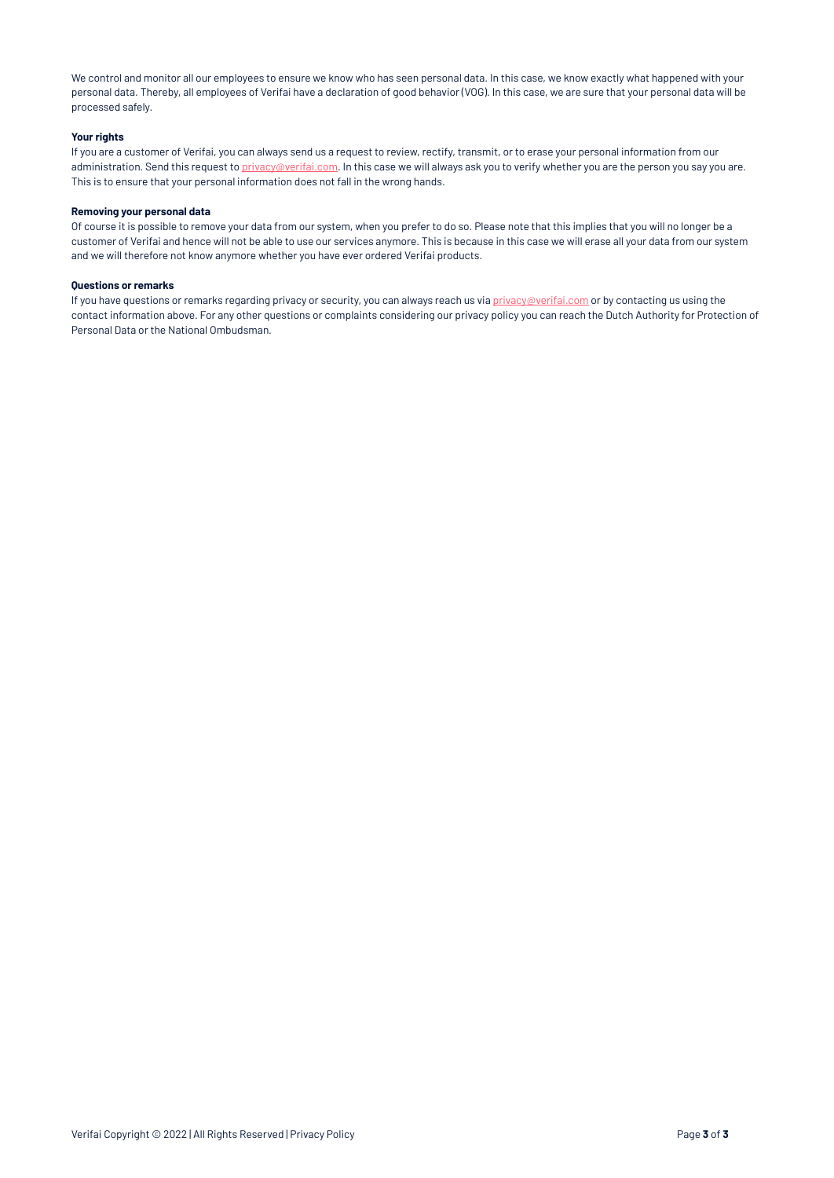We control and monitor all our employees to ensure we know who has seen personal data. In this case, we know exactly what happened with your personal data. Thereby, all employees of Verifai have a declaration of good behavior (VOG). In this case, we are sure that your personal data will be processed safely.

**Your rights**

If you are a customer of Verifai, you can always send us a request to review, rectify, transmit, or to erase your personal information from our administration. Send this request to privacy@verifai.com. In this case we will always ask you to verify whether you are the person you say you are. This is to ensure that your personal information does not fall in the wrong hands.

**Removing your personal data**

Of course it is possible to remove your data from our system, when you prefer to do so. Please note that this implies that you will no longer be a customer of Verifai and hence will not be able to use our services anymore. This is because in this case we will erase all your data from our system and we will therefore not know anymore whether you have ever ordered Verifai products.

**Questions or remarks**

If you have questions or remarks regarding privacy or security, you can always reach us via privacy@verifai.com or by contacting us using the contact information above. For any other questions or complaints considering our privacy policy you can reach the Dutch Authority for Protection of Personal Data or the National Ombudsman.